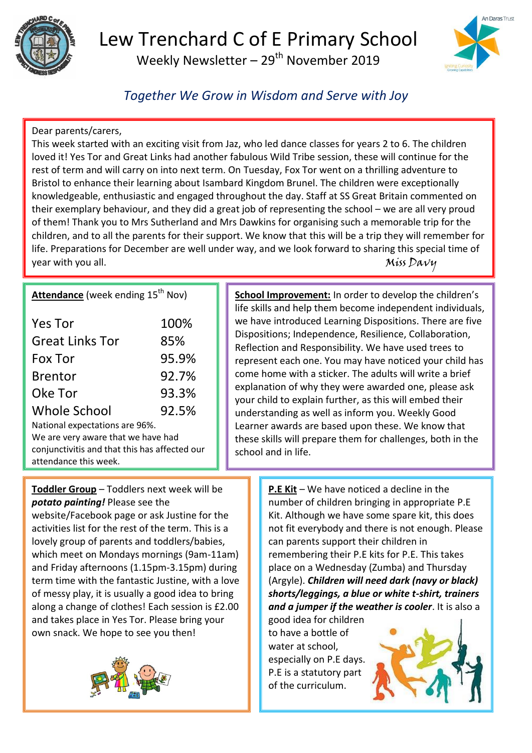# Lew Trenchard C of E Primary School

Weekly Newsletter – 29th November 2019

*Together We Grow in Wisdom and Serve with Joy*

Dear parents/carers,

This week started with an exciting visit from Jaz, who led dance classes for years 2 to 6. The children loved it! Yes Tor and Great Links had another fabulous Wild Tribe session, these will continue for the rest of term and will carry on into next term. On Tuesday, Fox Tor went on a thrilling adventure to Bristol to enhance their learning about Isambard Kingdom Brunel. The children were exceptionally knowledgeable, enthusiastic and engaged throughout the day. Staff at SS Great Britain commented on their exemplary behaviour, and they did a great job of representing the school – we are all very proud of them! Thank you to Mrs Sutherland and Mrs Dawkins for organising such a memorable trip for the children, and to all the parents for their support. We know that this will be a trip they will remember for life. Preparations for December are well under way, and we look forward to sharing this special time of year with you all.

*Miss Davy*

**Attendance** (week ending 15th Nov)

| | |
|---|---|
| Yes Tor | 100% |
| Great Links Tor | 85% |
| Fox Tor | 95.9% |
| Brentor | 92.7% |
| Oke Tor | 93.3% |
| Whole School | 92.5% |

National expectations are 96%.

We are very aware that we have had conjunctivitis and that this has affected our attendance this week.

**School Improvement:** In order to develop the children's life skills and help them become independent individuals, we have introduced Learning Dispositions. There are five Dispositions; Independence, Resilience, Collaboration, Reflection and Responsibility. We have used trees to represent each one. You may have noticed your child has come home with a sticker. The adults will write a brief explanation of why they were awarded one, please ask your child to explain further, as this will embed their understanding as well as inform you. Weekly Good Learner awards are based upon these. We know that these skills will prepare them for challenges, both in the school and in life.

**Toddler Group** – Toddlers next week will be ***potato painting!*** Please see the website/Facebook page or ask Justine for the activities list for the rest of the term. This is a lovely group of parents and toddlers/babies, which meet on Mondays mornings (9am-11am) and Friday afternoons (1.15pm-3.15pm) during term time with the fantastic Justine, with a love of messy play, it is usually a good idea to bring along a change of clothes! Each session is £2.00 and takes place in Yes Tor. Please bring your own snack. We hope to see you then!

**P.E Kit** – We have noticed a decline in the number of children bringing in appropriate P.E Kit. Although we have some spare kit, this does not fit everybody and there is not enough. Please can parents support their children in remembering their P.E kits for P.E. This takes place on a Wednesday (Zumba) and Thursday (Argyle). ***Children will need dark (navy or black) shorts/leggings, a blue or white t-shirt, trainers and a jumper if the weather is cooler***. It is also a good idea for children to have a bottle of water at school, especially on P.E days. P.E is a statutory part of the curriculum.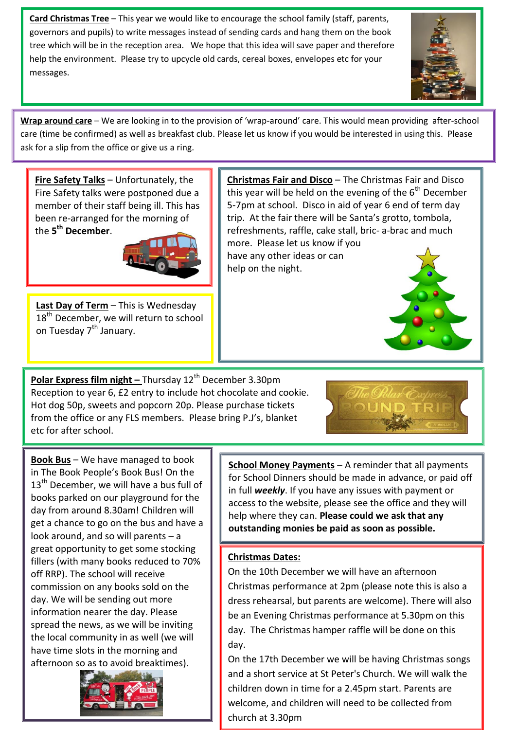**Card Christmas Tree** – This year we would like to encourage the school family (staff, parents, governors and pupils) to write messages instead of sending cards and hang them on the book tree which will be in the reception area. We hope that this idea will save paper and therefore help the environment. Please try to upcycle old cards, cereal boxes, envelopes etc for your messages.

**Wrap around care** – We are looking in to the provision of 'wrap-around' care. This would mean providing after-school care (time be confirmed) as well as breakfast club. Please let us know if you would be interested in using this. Please ask for a slip from the office or give us a ring.

**Fire Safety Talks** – Unfortunately, the Fire Safety talks were postponed due a member of their staff being ill. This has been re-arranged for the morning of the **5th December**.

**Last Day of Term** – This is Wednesday 18th December, we will return to school on Tuesday 7th January.

**Christmas Fair and Disco** – The Christmas Fair and Disco this year will be held on the evening of the 6th December 5-7pm at school. Disco in aid of year 6 end of term day trip. At the fair there will be Santa's grotto, tombola, refreshments, raffle, cake stall, bric- a-brac and much more. Please let us know if you have any other ideas or can help on the night.

**Polar Express film night –** Thursday 12th December 3.30pm Reception to year 6, £2 entry to include hot chocolate and cookie. Hot dog 50p, sweets and popcorn 20p. Please purchase tickets from the office or any FLS members. Please bring P.J's, blanket etc for after school.

**Book Bus** – We have managed to book in The Book People's Book Bus! On the 13th December, we will have a bus full of books parked on our playground for the day from around 8.30am! Children will get a chance to go on the bus and have a look around, and so will parents – a great opportunity to get some stocking fillers (with many books reduced to 70% off RRP). The school will receive commission on any books sold on the day. We will be sending out more information nearer the day. Please spread the news, as we will be inviting the local community in as well (we will have time slots in the morning and afternoon so as to avoid breaktimes).

**School Money Payments** – A reminder that all payments for School Dinners should be made in advance, or paid off in full ***weekly***. If you have any issues with payment or access to the website, please see the office and they will help where they can. **Please could we ask that any outstanding monies be paid as soon as possible.**

**Christmas Dates:**

On the 10th December we will have an afternoon Christmas performance at 2pm (please note this is also a dress rehearsal, but parents are welcome). There will also be an Evening Christmas performance at 5.30pm on this day. The Christmas hamper raffle will be done on this day.

On the 17th December we will be having Christmas songs and a short service at St Peter's Church. We will walk the children down in time for a 2.45pm start. Parents are welcome, and children will need to be collected from church at 3.30pm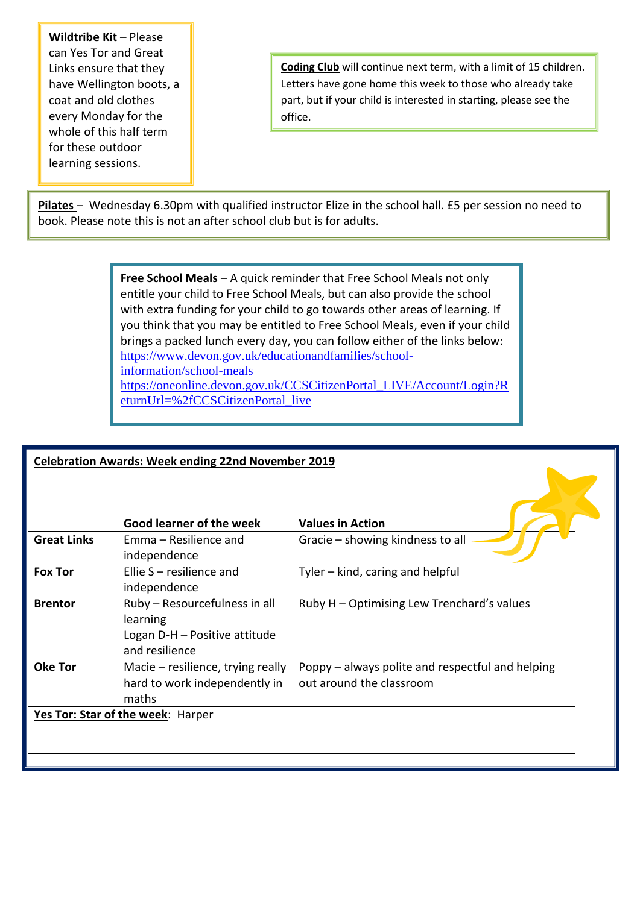**Wildtribe Kit** – Please can Yes Tor and Great Links ensure that they have Wellington boots, a coat and old clothes every Monday for the whole of this half term for these outdoor learning sessions.

**Coding Club** will continue next term, with a limit of 15 children. Letters have gone home this week to those who already take part, but if your child is interested in starting, please see the office.

**Pilates** – Wednesday 6.30pm with qualified instructor Elize in the school hall. £5 per session no need to book. Please note this is not an after school club but is for adults.

**Free School Meals** – A quick reminder that Free School Meals not only entitle your child to Free School Meals, but can also provide the school with extra funding for your child to go towards other areas of learning. If you think that you may be entitled to Free School Meals, even if your child brings a packed lunch every day, you can follow either of the links below:
https://www.devon.gov.uk/educationandfamilies/school-information/school-meals
https://oneonline.devon.gov.uk/CCSCitizenPortal_LIVE/Account/Login?ReturnUrl=%2fCCSCitizenPortal_live

**Celebration Awards: Week ending 22nd November 2019**

| | Good learner of the week | Values in Action |
|---|---|---|
| **Great Links** | Emma – Resilience and independence | Gracie – showing kindness to all |
| **Fox Tor** | Ellie S – resilience and independence | Tyler – kind, caring and helpful |
| **Brentor** | Ruby – Resourcefulness in all learning<br>Logan D-H – Positive attitude and resilience | Ruby H – Optimising Lew Trenchard's values |
| **Oke Tor** | Macie – resilience, trying really hard to work independently in maths | Poppy – always polite and respectful and helping out around the classroom |

**Yes Tor: Star of the week**: Harper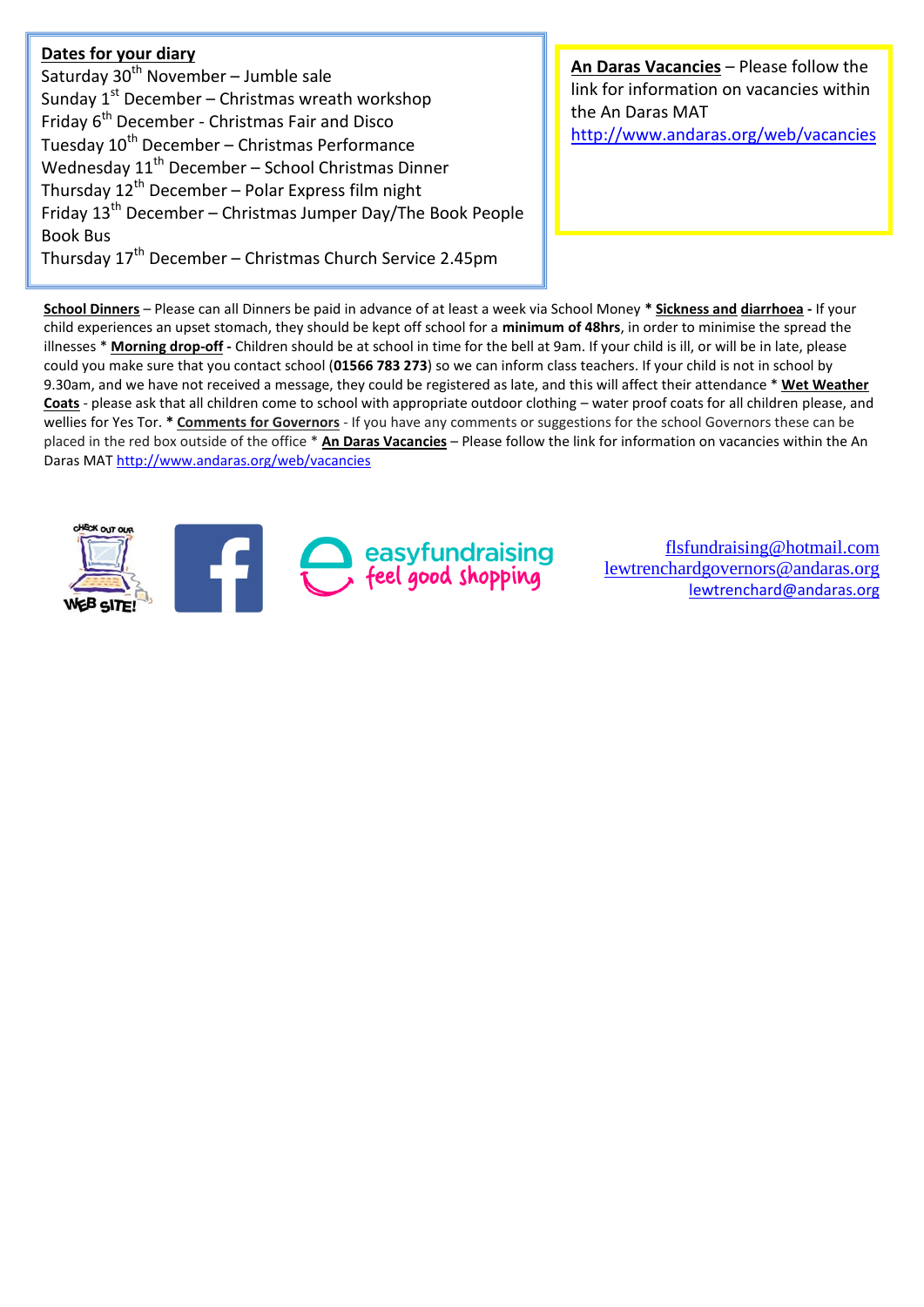**Dates for your diary**

Saturday 30th November – Jumble sale
Sunday 1st December – Christmas wreath workshop
Friday 6th December - Christmas Fair and Disco
Tuesday 10th December – Christmas Performance
Wednesday 11th December – School Christmas Dinner
Thursday 12th December – Polar Express film night
Friday 13th December – Christmas Jumper Day/The Book People Book Bus
Thursday 17th December – Christmas Church Service 2.45pm

**An Daras Vacancies** – Please follow the link for information on vacancies within the An Daras MAT http://www.andaras.org/web/vacancies

**School Dinners** – Please can all Dinners be paid in advance of at least a week via School Money * **Sickness and diarrhoea -** If your child experiences an upset stomach, they should be kept off school for a **minimum of 48hrs**, in order to minimise the spread the illnesses * **Morning drop-off -** Children should be at school in time for the bell at 9am. If your child is ill, or will be in late, please could you make sure that you contact school (**01566 783 273**) so we can inform class teachers. If your child is not in school by 9.30am, and we have not received a message, they could be registered as late, and this will affect their attendance * **Wet Weather Coats** - please ask that all children come to school with appropriate outdoor clothing – water proof coats for all children please, and wellies for Yes Tor. * **Comments for Governors** - If you have any comments or suggestions for the school Governors these can be placed in the red box outside of the office * **An Daras Vacancies** – Please follow the link for information on vacancies within the An Daras MAT http://www.andaras.org/web/vacancies

CHECK OUT OUR WEB SITE!

easyfundraising feel good shopping

flsfundraising@hotmail.com
lewtrenchardgovernors@andaras.org
lewtrenchard@andaras.org